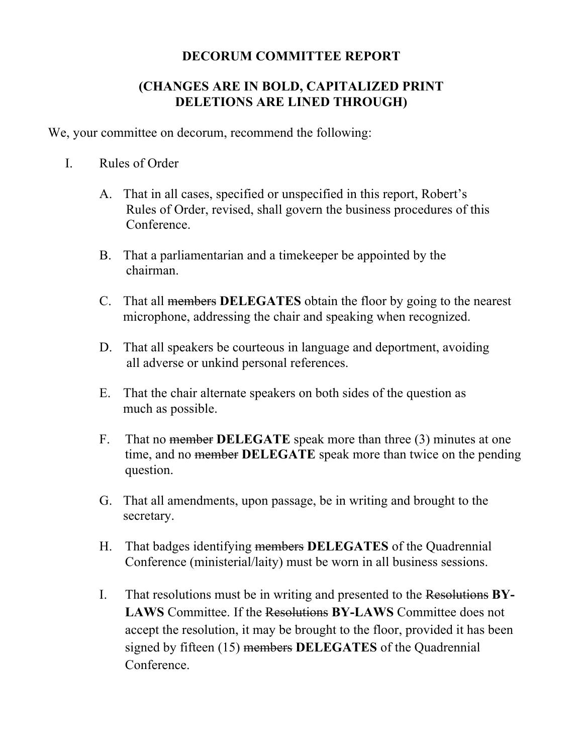# DECORUM COMMITTEE REPORT

## (CHANGES ARE IN BOLD, CAPITALIZED PRINT DELETIONS ARE LINED THROUGH)

We, your committee on decorum, recommend the following:

I. Rules of Order

A. That in all cases, specified or unspecified in this report, Robert's Rules of Order, revised, shall govern the business procedures of this Conference.

B. That a parliamentarian and a timekeeper be appointed by the chairman.

C. That all ~~members~~ **DELEGATES** obtain the floor by going to the nearest microphone, addressing the chair and speaking when recognized.

D. That all speakers be courteous in language and deportment, avoiding all adverse or unkind personal references.

E. That the chair alternate speakers on both sides of the question as much as possible.

F. That no ~~member~~ **DELEGATE** speak more than three (3) minutes at one time, and no ~~member~~ **DELEGATE** speak more than twice on the pending question.

G. That all amendments, upon passage, be in writing and brought to the secretary.

H. That badges identifying ~~members~~ **DELEGATES** of the Quadrennial Conference (ministerial/laity) must be worn in all business sessions.

I. That resolutions must be in writing and presented to the ~~Resolutions~~ **BY-LAWS** Committee. If the ~~Resolutions~~ **BY-LAWS** Committee does not accept the resolution, it may be brought to the floor, provided it has been signed by fifteen (15) ~~members~~ **DELEGATES** of the Quadrennial Conference.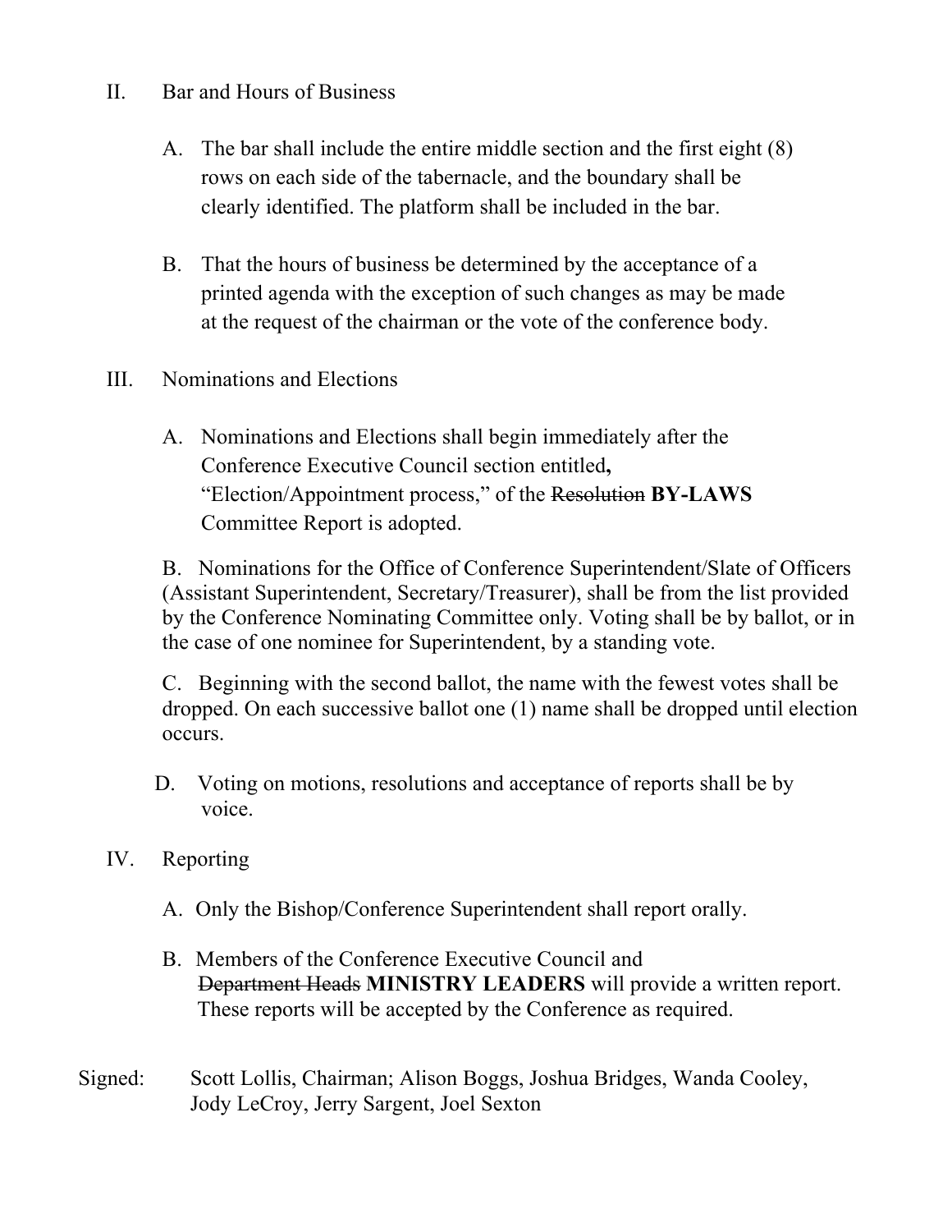II. Bar and Hours of Business

A. The bar shall include the entire middle section and the first eight (8) rows on each side of the tabernacle, and the boundary shall be clearly identified. The platform shall be included in the bar.

B. That the hours of business be determined by the acceptance of a printed agenda with the exception of such changes as may be made at the request of the chairman or the vote of the conference body.

III. Nominations and Elections

A. Nominations and Elections shall begin immediately after the Conference Executive Council section entitled**,** "Election/Appointment process," of the ~~Resolution~~ **BY-LAWS** Committee Report is adopted.

B. Nominations for the Office of Conference Superintendent/Slate of Officers (Assistant Superintendent, Secretary/Treasurer), shall be from the list provided by the Conference Nominating Committee only. Voting shall be by ballot, or in the case of one nominee for Superintendent, by a standing vote.

C. Beginning with the second ballot, the name with the fewest votes shall be dropped. On each successive ballot one (1) name shall be dropped until election occurs.

D. Voting on motions, resolutions and acceptance of reports shall be by voice.

IV. Reporting

A. Only the Bishop/Conference Superintendent shall report orally.

B. Members of the Conference Executive Council and ~~Department Heads~~ **MINISTRY LEADERS** will provide a written report. These reports will be accepted by the Conference as required.

Signed: Scott Lollis, Chairman; Alison Boggs, Joshua Bridges, Wanda Cooley, Jody LeCroy, Jerry Sargent, Joel Sexton